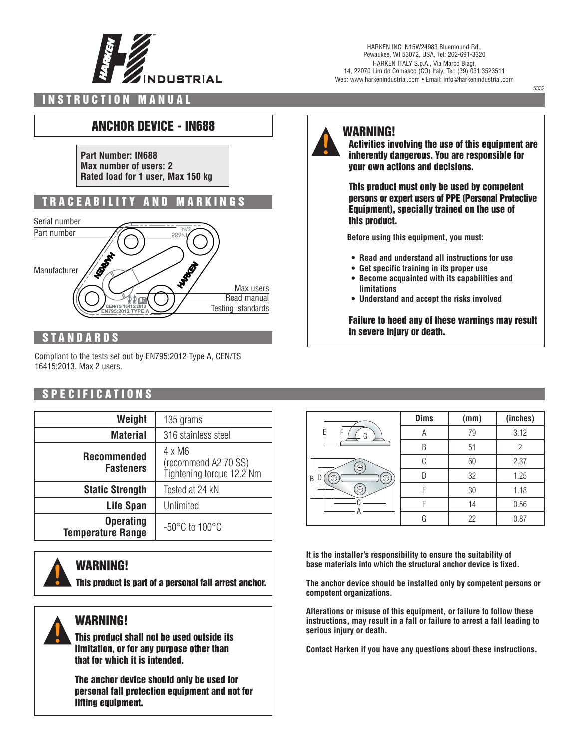HARKEN INDUSTRIAL

HARKEN INC, N15W24983 Bluemound Rd., Pewaukee, WI 53072, USA, Tel: 262-691-3320
HARKEN ITALY S.p.A., Via Marco Biagi, 14, 22070 Limido Comasco (CO) Italy, Tel: (39) 031.3523511
Web: www.harkenindustrial.com • Email: info@harkenindustrial.com

5332

# INSTRUCTION MANUAL

## ANCHOR DEVICE - IN688

**Part Number: IN688**
**Max number of users: 2**
**Rated load for 1 user, Max 150 kg**

## TRACEABILITY AND MARKINGS

Serial number
Part number
Manufacturer
Max users
Read manual
Testing standards

## STANDARDS

Compliant to the tests set out by EN795:2012 Type A, CEN/TS 16415:2013. Max 2 users.

## WARNING!

**Activities involving the use of this equipment are inherently dangerous. You are responsible for your own actions and decisions.**

**This product must only be used by competent persons or expert users of PPE (Personal Protective Equipment), specially trained on the use of this product.**

**Before using this equipment, you must:**

- **Read and understand all instructions for use**
- **Get specific training in its proper use**
- **Become acquainted with its capabilities and limitations**
- **Understand and accept the risks involved**

**Failure to heed any of these warnings may result in severe injury or death.**

## SPECIFICATIONS

| | |
|---|---|
| **Weight** | 135 grams |
| **Material** | 316 stainless steel |
| **Recommended Fasteners** | 4 x M6 (recommend A2 70 SS) Tightening torque 12.2 Nm |
| **Static Strength** | Tested at 24 kN |
| **Life Span** | Unlimited |
| **Operating Temperature Range** | -50°C to 100°C |

| Dims | (mm) | (inches) |
|---|---|---|
| A | 79 | 3.12 |
| B | 51 | 2 |
| C | 60 | 2.37 |
| D | 32 | 1.25 |
| E | 30 | 1.18 |
| F | 14 | 0.56 |
| G | 22 | 0.87 |

## WARNING!

**This product is part of a personal fall arrest anchor.**

## WARNING!

**This product shall not be used outside its limitation, or for any purpose other than that for which it is intended.**

**The anchor device should only be used for personal fall protection equipment and not for lifting equipment.**

**It is the installer's responsibility to ensure the suitability of base materials into which the structural anchor device is fixed.**

**The anchor device should be installed only by competent persons or competent organizations.**

**Alterations or misuse of this equipment, or failure to follow these instructions, may result in a fall or failure to arrest a fall leading to serious injury or death.**

**Contact Harken if you have any questions about these instructions.**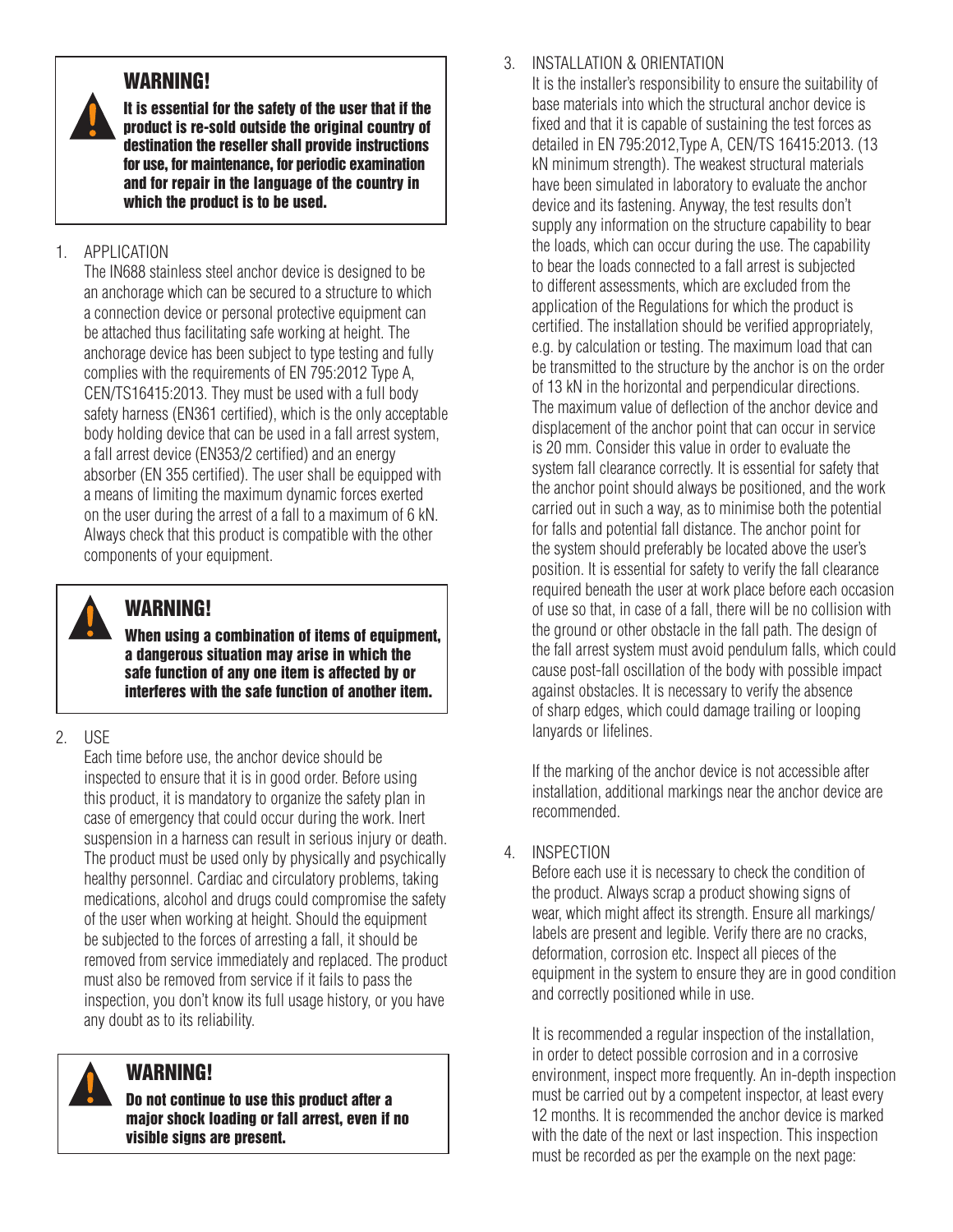> **WARNING!**
>
> **It is essential for the safety of the user that if the product is re-sold outside the original country of destination the reseller shall provide instructions for use, for maintenance, for periodic examination and for repair in the language of the country in which the product is to be used.**

1. APPLICATION

   The IN688 stainless steel anchor device is designed to be an anchorage which can be secured to a structure to which a connection device or personal protective equipment can be attached thus facilitating safe working at height. The anchorage device has been subject to type testing and fully complies with the requirements of EN 795:2012 Type A, CEN/TS16415:2013. They must be used with a full body safety harness (EN361 certified), which is the only acceptable body holding device that can be used in a fall arrest system, a fall arrest device (EN353/2 certified) and an energy absorber (EN 355 certified). The user shall be equipped with a means of limiting the maximum dynamic forces exerted on the user during the arrest of a fall to a maximum of 6 kN. Always check that this product is compatible with the other components of your equipment.

> **WARNING!**
>
> **When using a combination of items of equipment, a dangerous situation may arise in which the safe function of any one item is affected by or interferes with the safe function of another item.**

2. USE

   Each time before use, the anchor device should be inspected to ensure that it is in good order. Before using this product, it is mandatory to organize the safety plan in case of emergency that could occur during the work. Inert suspension in a harness can result in serious injury or death. The product must be used only by physically and psychically healthy personnel. Cardiac and circulatory problems, taking medications, alcohol and drugs could compromise the safety of the user when working at height. Should the equipment be subjected to the forces of arresting a fall, it should be removed from service immediately and replaced. The product must also be removed from service if it fails to pass the inspection, you don't know its full usage history, or you have any doubt as to its reliability.

> **WARNING!**
>
> **Do not continue to use this product after a major shock loading or fall arrest, even if no visible signs are present.**

3. INSTALLATION & ORIENTATION

   It is the installer's responsibility to ensure the suitability of base materials into which the structural anchor device is fixed and that it is capable of sustaining the test forces as detailed in EN 795:2012,Type A, CEN/TS 16415:2013. (13 kN minimum strength). The weakest structural materials have been simulated in laboratory to evaluate the anchor device and its fastening. Anyway, the test results don't supply any information on the structure capability to bear the loads, which can occur during the use. The capability to bear the loads connected to a fall arrest is subjected to different assessments, which are excluded from the application of the Regulations for which the product is certified. The installation should be verified appropriately, e.g. by calculation or testing. The maximum load that can be transmitted to the structure by the anchor is on the order of 13 kN in the horizontal and perpendicular directions. The maximum value of deflection of the anchor device and displacement of the anchor point that can occur in service is 20 mm. Consider this value in order to evaluate the system fall clearance correctly. It is essential for safety that the anchor point should always be positioned, and the work carried out in such a way, as to minimise both the potential for falls and potential fall distance. The anchor point for the system should preferably be located above the user's position. It is essential for safety to verify the fall clearance required beneath the user at work place before each occasion of use so that, in case of a fall, there will be no collision with the ground or other obstacle in the fall path. The design of the fall arrest system must avoid pendulum falls, which could cause post-fall oscillation of the body with possible impact against obstacles. It is necessary to verify the absence of sharp edges, which could damage trailing or looping lanyards or lifelines.

   If the marking of the anchor device is not accessible after installation, additional markings near the anchor device are recommended.

4. INSPECTION

   Before each use it is necessary to check the condition of the product. Always scrap a product showing signs of wear, which might affect its strength. Ensure all markings/labels are present and legible. Verify there are no cracks, deformation, corrosion etc. Inspect all pieces of the equipment in the system to ensure they are in good condition and correctly positioned while in use.

   It is recommended a regular inspection of the installation, in order to detect possible corrosion and in a corrosive environment, inspect more frequently. An in-depth inspection must be carried out by a competent inspector, at least every 12 months. It is recommended the anchor device is marked with the date of the next or last inspection. This inspection must be recorded as per the example on the next page: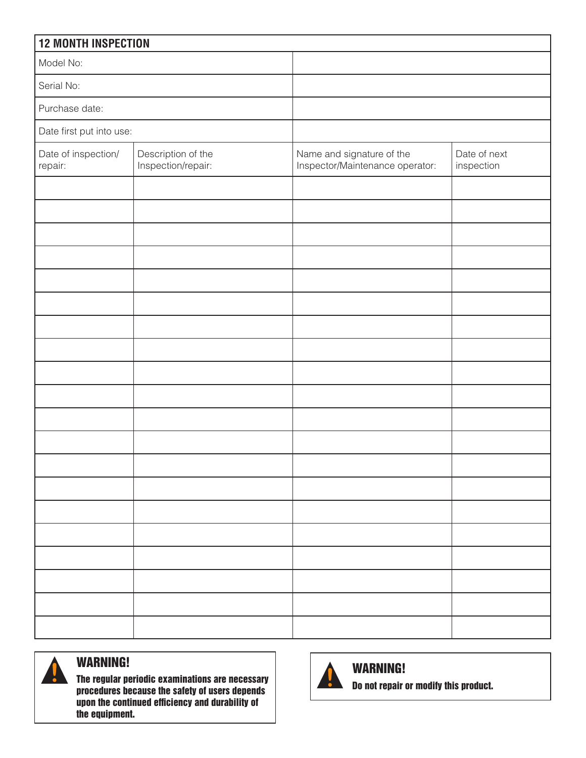## 12 MONTH INSPECTION

| Model No: | |
|---|---|
| Serial No: | |
| Purchase date: | |
| Date first put into use: | |

| Date of inspection/ repair: | Description of the Inspection/repair: | Name and signature of the Inspector/Maintenance operator: | Date of next inspection |
|---|---|---|---|
| | | | |
| | | | |
| | | | |
| | | | |
| | | | |
| | | | |
| | | | |
| | | | |
| | | | |
| | | | |
| | | | |
| | | | |
| | | | |
| | | | |
| | | | |
| | | | |
| | | | |
| | | | |
| | | | |
| | | | |

**WARNING!**

**The regular periodic examinations are necessary procedures because the safety of users depends upon the continued efficiency and durability of the equipment.**

**WARNING!**

**Do not repair or modify this product.**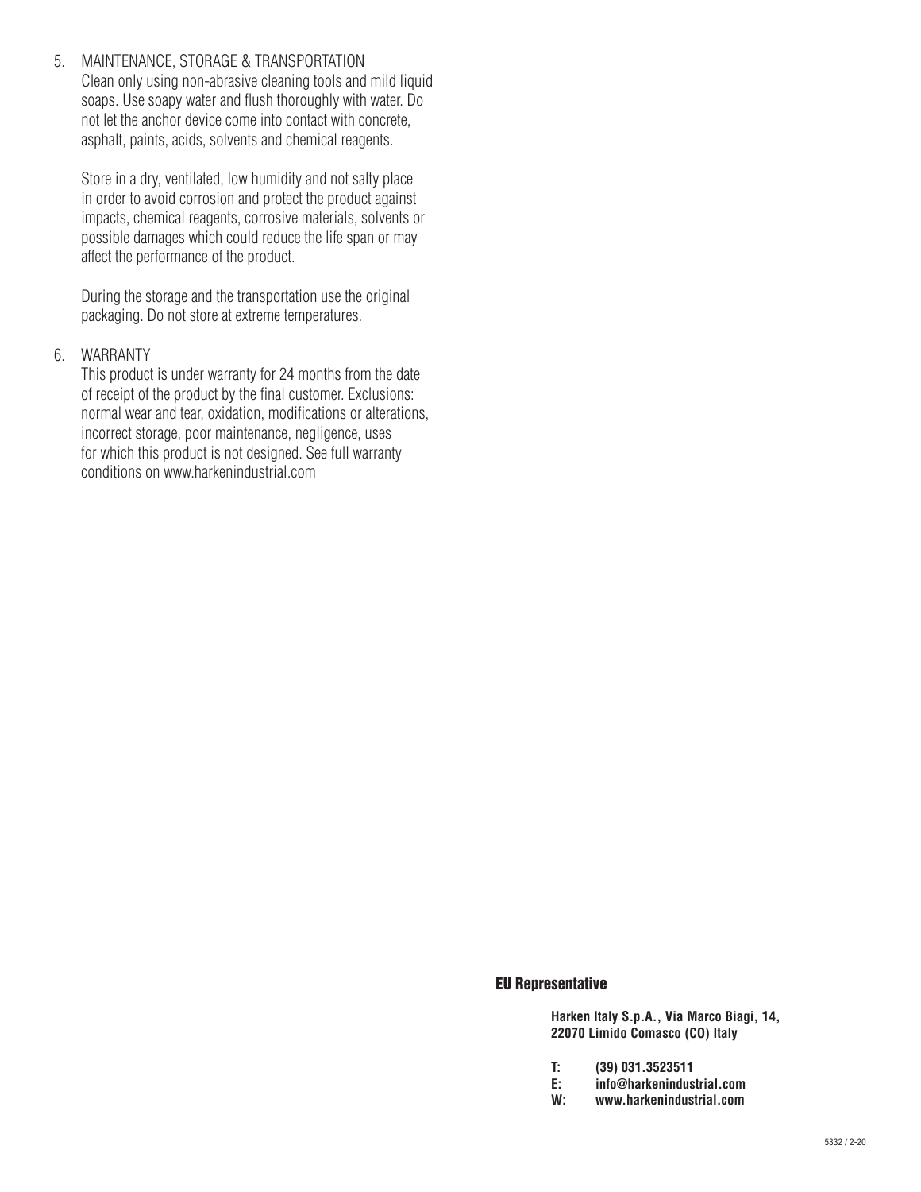## 5. MAINTENANCE, STORAGE & TRANSPORTATION

Clean only using non-abrasive cleaning tools and mild liquid soaps. Use soapy water and flush thoroughly with water. Do not let the anchor device come into contact with concrete, asphalt, paints, acids, solvents and chemical reagents.

Store in a dry, ventilated, low humidity and not salty place in order to avoid corrosion and protect the product against impacts, chemical reagents, corrosive materials, solvents or possible damages which could reduce the life span or may affect the performance of the product.

During the storage and the transportation use the original packaging. Do not store at extreme temperatures.

## 6. WARRANTY

This product is under warranty for 24 months from the date of receipt of the product by the final customer. Exclusions: normal wear and tear, oxidation, modifications or alterations, incorrect storage, poor maintenance, negligence, uses for which this product is not designed. See full warranty conditions on www.harkenindustrial.com

### EU Representative

**Harken Italy S.p.A., Via Marco Biagi, 14,**
**22070 Limido Comasco (CO) Italy**

**T: (39) 031.3523511**
**E: info@harkenindustrial.com**
**W: www.harkenindustrial.com**

5332 / 2-20